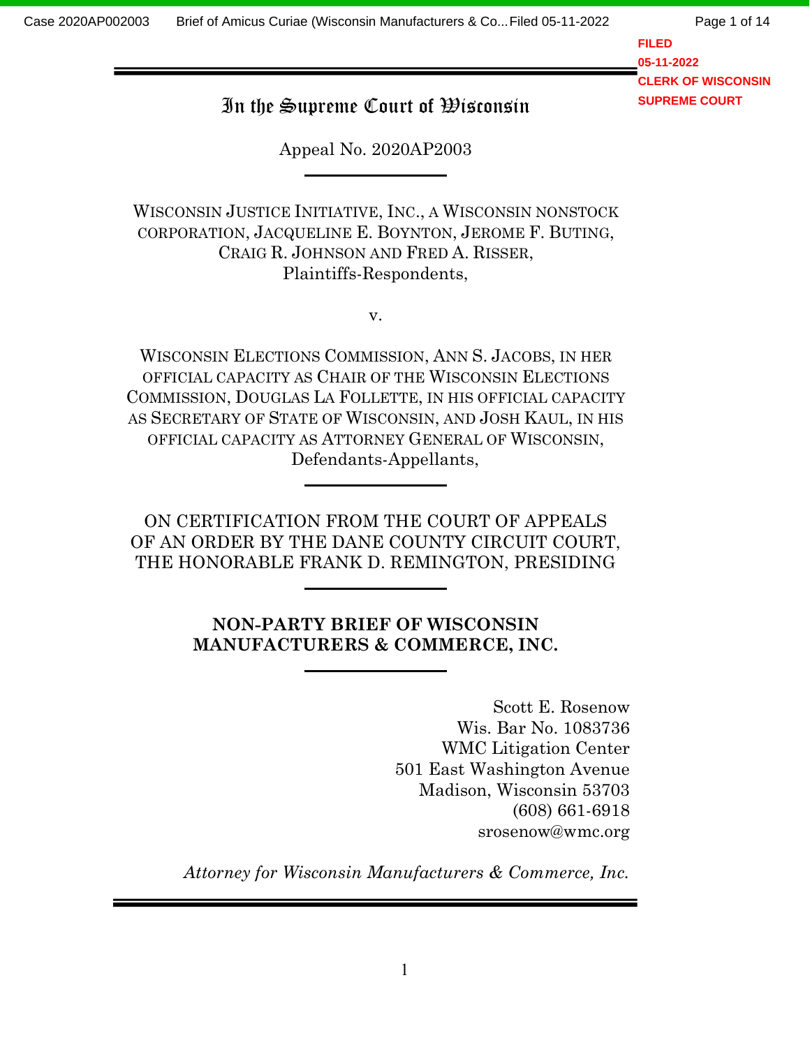# In the Supreme Court of Wisconsin

Appeal No. 2020AP2003

WISCONSIN JUSTICE INITIATIVE, INC., A WISCONSIN NONSTOCK CORPORATION, JACQUELINE E. BOYNTON, JEROME F. BUTING, CRAIG R. JOHNSON AND FRED A. RISSER,
Plaintiffs-Respondents,

v.

WISCONSIN ELECTIONS COMMISSION, ANN S. JACOBS, IN HER OFFICIAL CAPACITY AS CHAIR OF THE WISCONSIN ELECTIONS COMMISSION, DOUGLAS LA FOLLETTE, IN HIS OFFICIAL CAPACITY AS SECRETARY OF STATE OF WISCONSIN, AND JOSH KAUL, IN HIS OFFICIAL CAPACITY AS ATTORNEY GENERAL OF WISCONSIN,
Defendants-Appellants,

ON CERTIFICATION FROM THE COURT OF APPEALS OF AN ORDER BY THE DANE COUNTY CIRCUIT COURT, THE HONORABLE FRANK D. REMINGTON, PRESIDING

**NON-PARTY BRIEF OF WISCONSIN MANUFACTURERS & COMMERCE, INC.**

Scott E. Rosenow
Wis. Bar No. 1083736
WMC Litigation Center
501 East Washington Avenue
Madison, Wisconsin 53703
(608) 661-6918
srosenow@wmc.org

*Attorney for Wisconsin Manufacturers & Commerce, Inc.*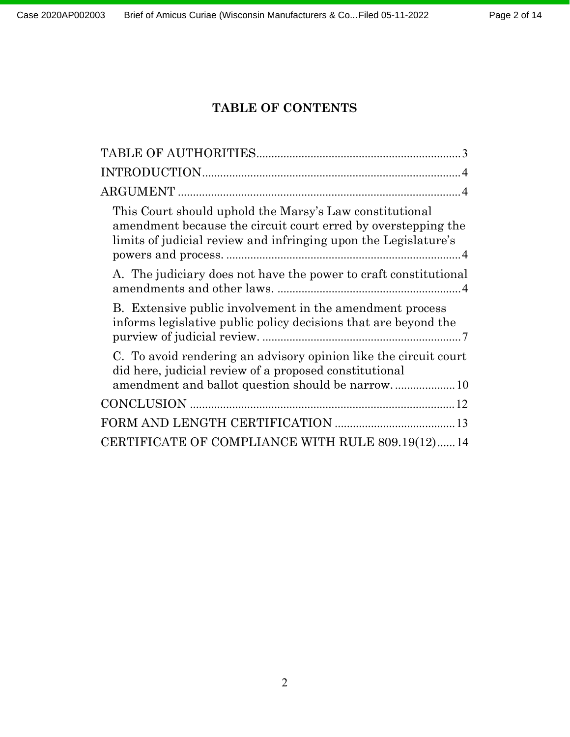## TABLE OF CONTENTS

TABLE OF AUTHORITIES .................................................................... 3

INTRODUCTION ............................................................................... 4

ARGUMENT ....................................................................................... 4

- This Court should uphold the Marsy's Law constitutional amendment because the circuit court erred by overstepping the limits of judicial review and infringing upon the Legislature's powers and process. ............................................................................ 4
  - A. The judiciary does not have the power to craft constitutional amendments and other laws. ............................................................ 4
  - B. Extensive public involvement in the amendment process informs legislative public policy decisions that are beyond the purview of judicial review. ................................................................. 7
  - C. To avoid rendering an advisory opinion like the circuit court did here, judicial review of a proposed constitutional amendment and ballot question should be narrow. .................... 10

CONCLUSION .................................................................................. 12

FORM AND LENGTH CERTIFICATION ........................................ 13

CERTIFICATE OF COMPLIANCE WITH RULE 809.19(12) ...... 14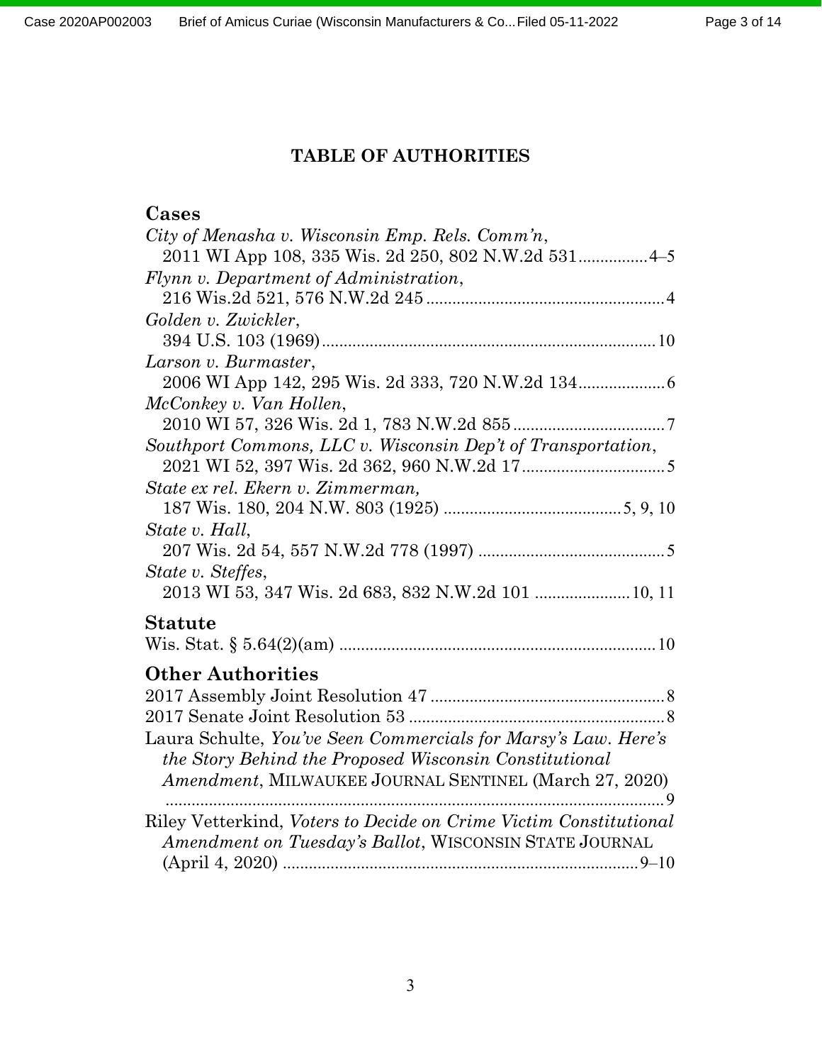# TABLE OF AUTHORITIES

## Cases

*City of Menasha v. Wisconsin Emp. Rels. Comm'n*,
2011 WI App 108, 335 Wis. 2d 250, 802 N.W.2d 531................4–5

*Flynn v. Department of Administration*,
216 Wis.2d 521, 576 N.W.2d 245.......................................................4

*Golden v. Zwickler*,
394 U.S. 103 (1969)...........................................................................10

*Larson v. Burmaster*,
2006 WI App 142, 295 Wis. 2d 333, 720 N.W.2d 134....................6

*McConkey v. Van Hollen*,
2010 WI 57, 326 Wis. 2d 1, 783 N.W.2d 855..................................7

*Southport Commons, LLC v. Wisconsin Dep't of Transportation*,
2021 WI 52, 397 Wis. 2d 362, 960 N.W.2d 17.................................5

*State ex rel. Ekern v. Zimmerman,*
187 Wis. 180, 204 N.W. 803 (1925) .........................................5, 9, 10

*State v. Hall*,
207 Wis. 2d 54, 557 N.W.2d 778 (1997) ...........................................5

*State v. Steffes*,
2013 WI 53, 347 Wis. 2d 683, 832 N.W.2d 101 ......................10, 11

## Statute

Wis. Stat. § 5.64(2)(am) .........................................................................10

## Other Authorities

2017 Assembly Joint Resolution 47 ......................................................8

2017 Senate Joint Resolution 53 ...........................................................8

Laura Schulte, *You've Seen Commercials for Marsy's Law. Here's the Story Behind the Proposed Wisconsin Constitutional Amendment*, MILWAUKEE JOURNAL SENTINEL (March 27, 2020) ....................................................................................................9

Riley Vetterkind, *Voters to Decide on Crime Victim Constitutional Amendment on Tuesday's Ballot*, WISCONSIN STATE JOURNAL (April 4, 2020) ..................................................................................9–10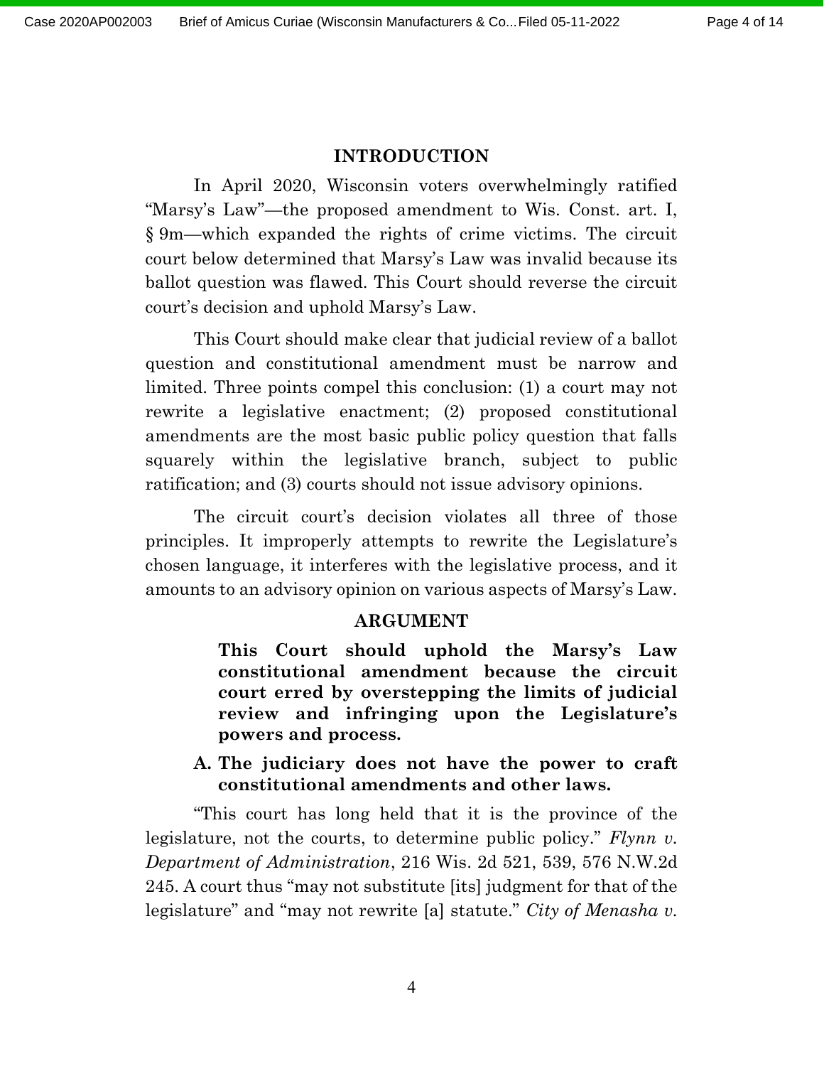## INTRODUCTION

In April 2020, Wisconsin voters overwhelmingly ratified "Marsy's Law"—the proposed amendment to Wis. Const. art. I, § 9m—which expanded the rights of crime victims. The circuit court below determined that Marsy's Law was invalid because its ballot question was flawed. This Court should reverse the circuit court's decision and uphold Marsy's Law.

This Court should make clear that judicial review of a ballot question and constitutional amendment must be narrow and limited. Three points compel this conclusion: (1) a court may not rewrite a legislative enactment; (2) proposed constitutional amendments are the most basic public policy question that falls squarely within the legislative branch, subject to public ratification; and (3) courts should not issue advisory opinions.

The circuit court's decision violates all three of those principles. It improperly attempts to rewrite the Legislature's chosen language, it interferes with the legislative process, and it amounts to an advisory opinion on various aspects of Marsy's Law.

## ARGUMENT

**This Court should uphold the Marsy's Law constitutional amendment because the circuit court erred by overstepping the limits of judicial review and infringing upon the Legislature's powers and process.**

### A. The judiciary does not have the power to craft constitutional amendments and other laws.

"This court has long held that it is the province of the legislature, not the courts, to determine public policy." *Flynn v. Department of Administration*, 216 Wis. 2d 521, 539, 576 N.W.2d 245. A court thus "may not substitute [its] judgment for that of the legislature" and "may not rewrite [a] statute." *City of Menasha v.*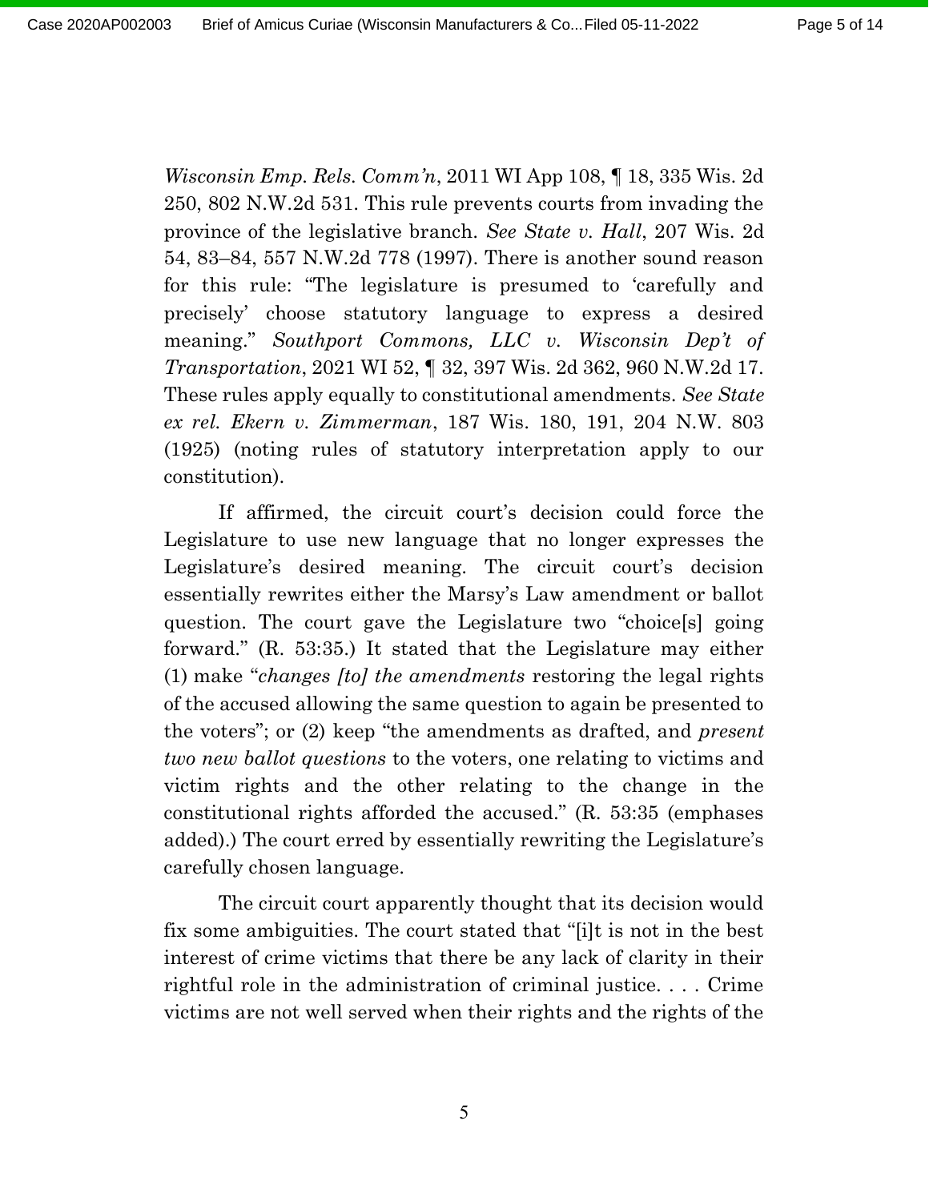*Wisconsin Emp. Rels. Comm'n*, 2011 WI App 108, ¶ 18, 335 Wis. 2d 250, 802 N.W.2d 531. This rule prevents courts from invading the province of the legislative branch. *See State v. Hall*, 207 Wis. 2d 54, 83–84, 557 N.W.2d 778 (1997). There is another sound reason for this rule: "The legislature is presumed to 'carefully and precisely' choose statutory language to express a desired meaning." *Southport Commons, LLC v. Wisconsin Dep't of Transportation*, 2021 WI 52, ¶ 32, 397 Wis. 2d 362, 960 N.W.2d 17. These rules apply equally to constitutional amendments. *See State ex rel. Ekern v. Zimmerman*, 187 Wis. 180, 191, 204 N.W. 803 (1925) (noting rules of statutory interpretation apply to our constitution).

If affirmed, the circuit court's decision could force the Legislature to use new language that no longer expresses the Legislature's desired meaning. The circuit court's decision essentially rewrites either the Marsy's Law amendment or ballot question. The court gave the Legislature two "choice[s] going forward." (R. 53:35.) It stated that the Legislature may either (1) make "*changes [to] the amendments* restoring the legal rights of the accused allowing the same question to again be presented to the voters"; or (2) keep "the amendments as drafted, and *present two new ballot questions* to the voters, one relating to victims and victim rights and the other relating to the change in the constitutional rights afforded the accused." (R. 53:35 (emphases added).) The court erred by essentially rewriting the Legislature's carefully chosen language.

The circuit court apparently thought that its decision would fix some ambiguities. The court stated that "[i]t is not in the best interest of crime victims that there be any lack of clarity in their rightful role in the administration of criminal justice. . . . Crime victims are not well served when their rights and the rights of the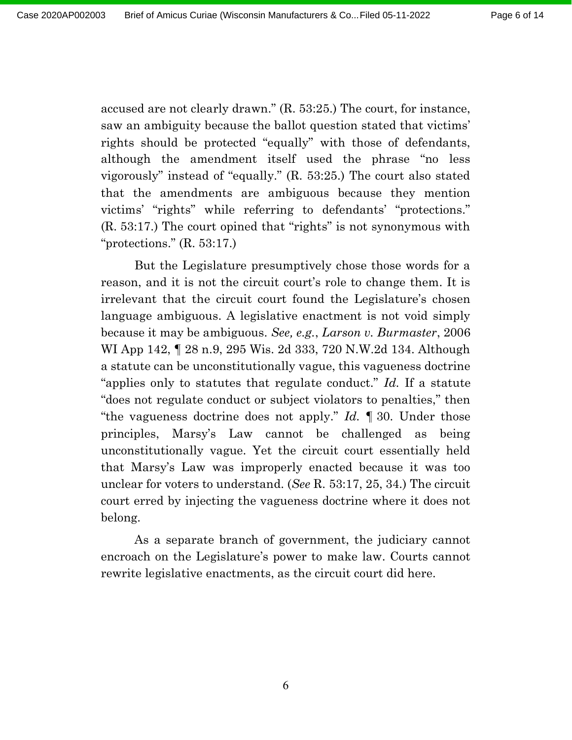accused are not clearly drawn." (R. 53:25.) The court, for instance, saw an ambiguity because the ballot question stated that victims' rights should be protected "equally" with those of defendants, although the amendment itself used the phrase "no less vigorously" instead of "equally." (R. 53:25.) The court also stated that the amendments are ambiguous because they mention victims' "rights" while referring to defendants' "protections." (R. 53:17.) The court opined that "rights" is not synonymous with "protections." (R. 53:17.)

But the Legislature presumptively chose those words for a reason, and it is not the circuit court's role to change them. It is irrelevant that the circuit court found the Legislature's chosen language ambiguous. A legislative enactment is not void simply because it may be ambiguous. *See, e.g.*, *Larson v. Burmaster*, 2006 WI App 142, ¶ 28 n.9, 295 Wis. 2d 333, 720 N.W.2d 134. Although a statute can be unconstitutionally vague, this vagueness doctrine "applies only to statutes that regulate conduct." *Id.* If a statute "does not regulate conduct or subject violators to penalties," then "the vagueness doctrine does not apply." *Id.* ¶ 30. Under those principles, Marsy's Law cannot be challenged as being unconstitutionally vague. Yet the circuit court essentially held that Marsy's Law was improperly enacted because it was too unclear for voters to understand. (*See* R. 53:17, 25, 34.) The circuit court erred by injecting the vagueness doctrine where it does not belong.

As a separate branch of government, the judiciary cannot encroach on the Legislature's power to make law. Courts cannot rewrite legislative enactments, as the circuit court did here.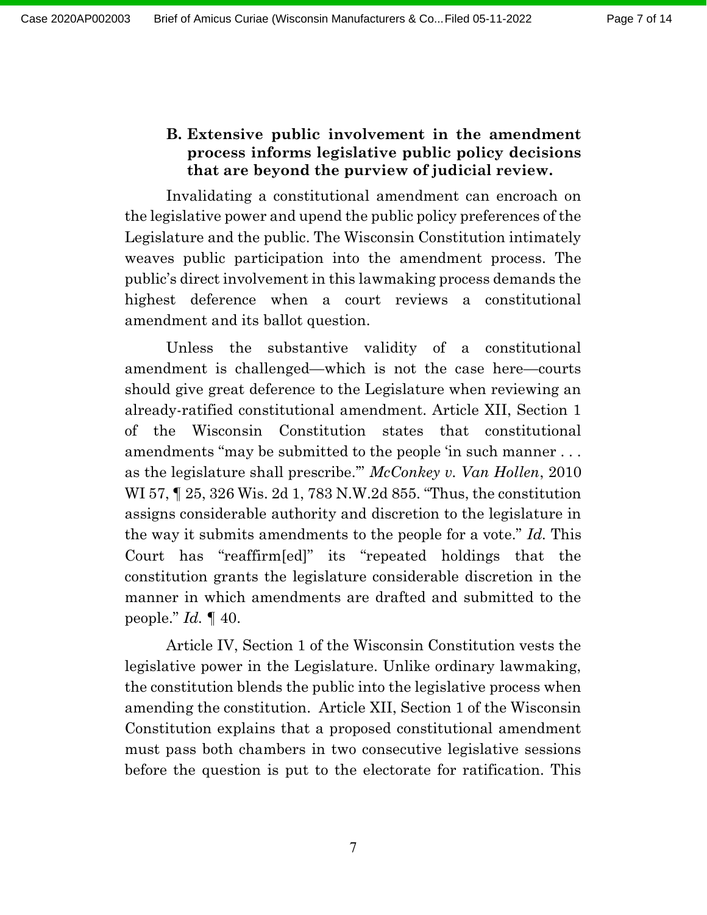### B. Extensive public involvement in the amendment process informs legislative public policy decisions that are beyond the purview of judicial review.

Invalidating a constitutional amendment can encroach on the legislative power and upend the public policy preferences of the Legislature and the public. The Wisconsin Constitution intimately weaves public participation into the amendment process. The public's direct involvement in this lawmaking process demands the highest deference when a court reviews a constitutional amendment and its ballot question.

Unless the substantive validity of a constitutional amendment is challenged—which is not the case here—courts should give great deference to the Legislature when reviewing an already-ratified constitutional amendment. Article XII, Section 1 of the Wisconsin Constitution states that constitutional amendments "may be submitted to the people 'in such manner . . . as the legislature shall prescribe.'" *McConkey v. Van Hollen*, 2010 WI 57, ¶ 25, 326 Wis. 2d 1, 783 N.W.2d 855. "Thus, the constitution assigns considerable authority and discretion to the legislature in the way it submits amendments to the people for a vote." *Id.* This Court has "reaffirm[ed]" its "repeated holdings that the constitution grants the legislature considerable discretion in the manner in which amendments are drafted and submitted to the people." *Id.* ¶ 40.

Article IV, Section 1 of the Wisconsin Constitution vests the legislative power in the Legislature. Unlike ordinary lawmaking, the constitution blends the public into the legislative process when amending the constitution. Article XII, Section 1 of the Wisconsin Constitution explains that a proposed constitutional amendment must pass both chambers in two consecutive legislative sessions before the question is put to the electorate for ratification. This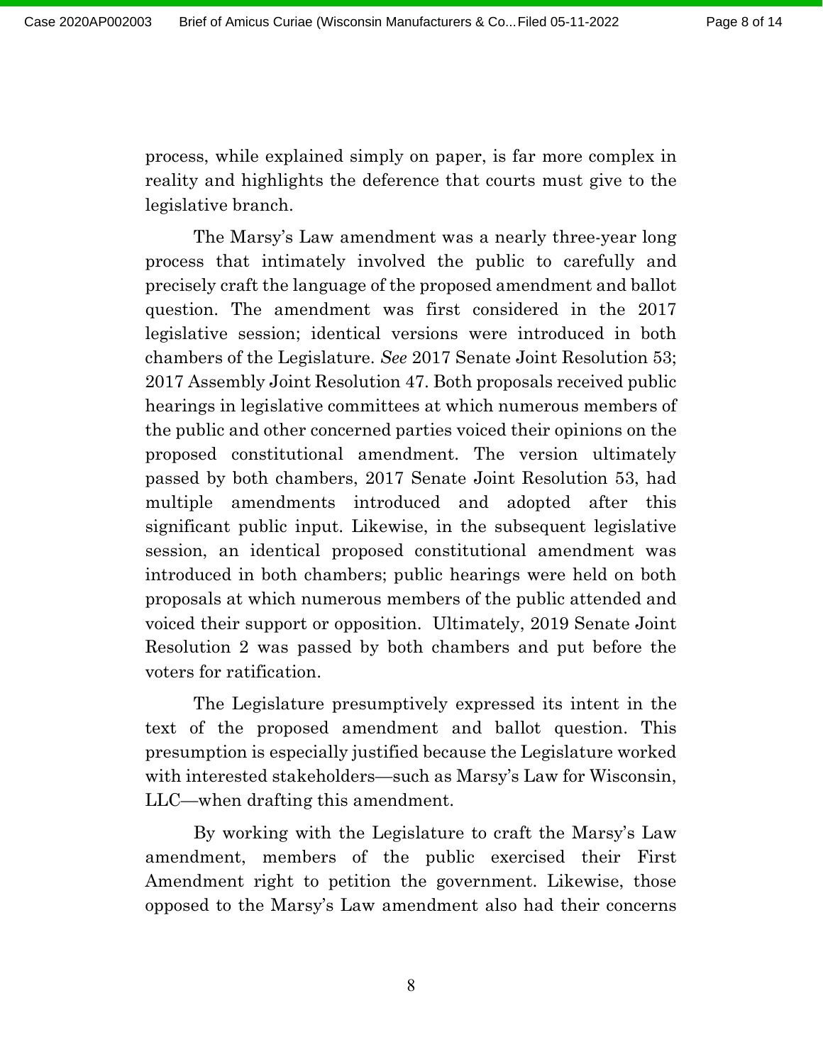process, while explained simply on paper, is far more complex in reality and highlights the deference that courts must give to the legislative branch.

The Marsy's Law amendment was a nearly three-year long process that intimately involved the public to carefully and precisely craft the language of the proposed amendment and ballot question. The amendment was first considered in the 2017 legislative session; identical versions were introduced in both chambers of the Legislature. *See* 2017 Senate Joint Resolution 53; 2017 Assembly Joint Resolution 47. Both proposals received public hearings in legislative committees at which numerous members of the public and other concerned parties voiced their opinions on the proposed constitutional amendment. The version ultimately passed by both chambers, 2017 Senate Joint Resolution 53, had multiple amendments introduced and adopted after this significant public input. Likewise, in the subsequent legislative session, an identical proposed constitutional amendment was introduced in both chambers; public hearings were held on both proposals at which numerous members of the public attended and voiced their support or opposition. Ultimately, 2019 Senate Joint Resolution 2 was passed by both chambers and put before the voters for ratification.

The Legislature presumptively expressed its intent in the text of the proposed amendment and ballot question. This presumption is especially justified because the Legislature worked with interested stakeholders—such as Marsy's Law for Wisconsin, LLC—when drafting this amendment.

By working with the Legislature to craft the Marsy's Law amendment, members of the public exercised their First Amendment right to petition the government. Likewise, those opposed to the Marsy's Law amendment also had their concerns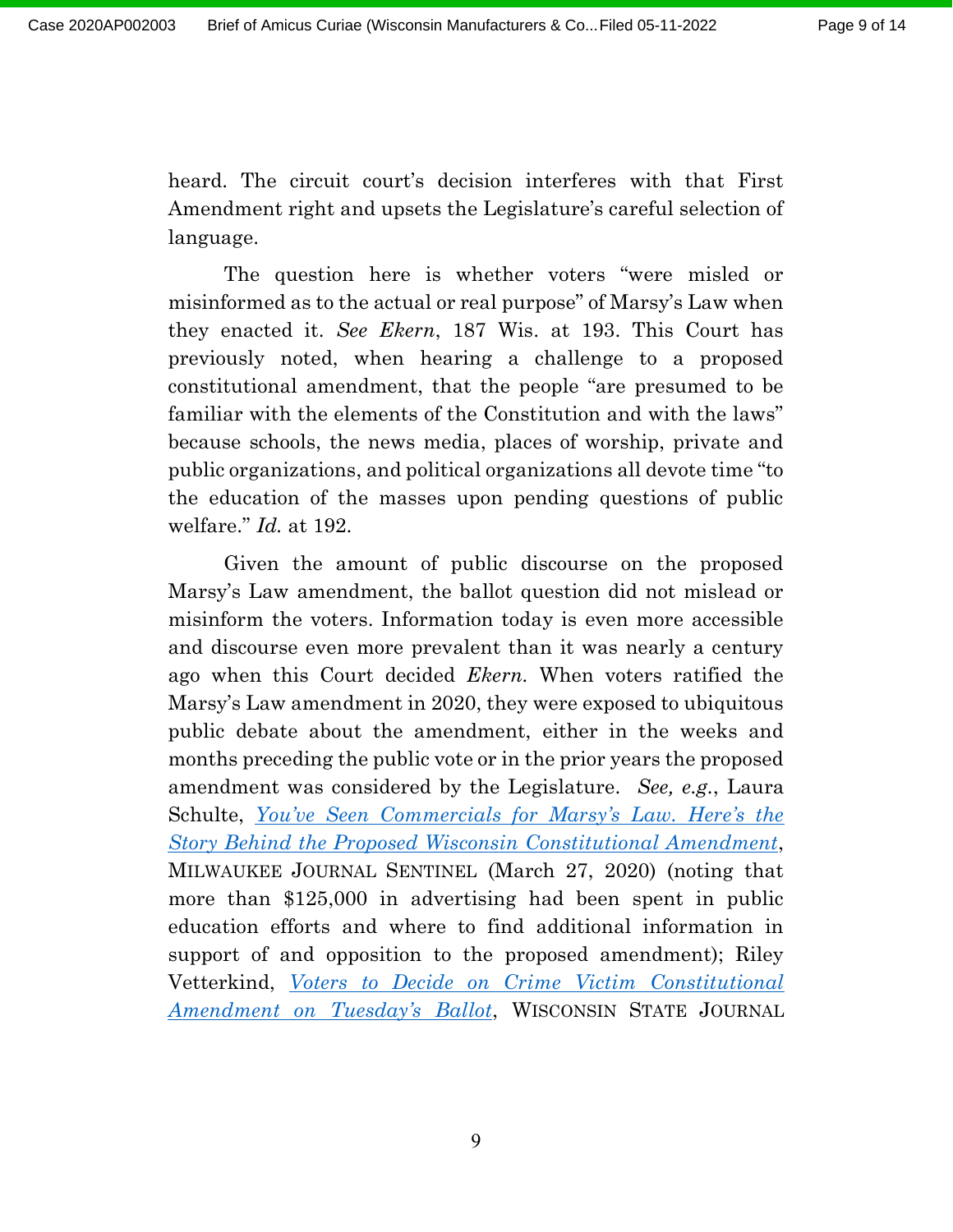heard. The circuit court's decision interferes with that First Amendment right and upsets the Legislature's careful selection of language.

The question here is whether voters "were misled or misinformed as to the actual or real purpose" of Marsy's Law when they enacted it. *See Ekern*, 187 Wis. at 193. This Court has previously noted, when hearing a challenge to a proposed constitutional amendment, that the people "are presumed to be familiar with the elements of the Constitution and with the laws" because schools, the news media, places of worship, private and public organizations, and political organizations all devote time "to the education of the masses upon pending questions of public welfare." *Id.* at 192.

Given the amount of public discourse on the proposed Marsy's Law amendment, the ballot question did not mislead or misinform the voters. Information today is even more accessible and discourse even more prevalent than it was nearly a century ago when this Court decided *Ekern.* When voters ratified the Marsy's Law amendment in 2020, they were exposed to ubiquitous public debate about the amendment, either in the weeks and months preceding the public vote or in the prior years the proposed amendment was considered by the Legislature. *See, e.g.*, Laura Schulte, *You've Seen Commercials for Marsy's Law. Here's the Story Behind the Proposed Wisconsin Constitutional Amendment*, MILWAUKEE JOURNAL SENTINEL (March 27, 2020) (noting that more than $125,000 in advertising had been spent in public education efforts and where to find additional information in support of and opposition to the proposed amendment); Riley Vetterkind, *Voters to Decide on Crime Victim Constitutional Amendment on Tuesday's Ballot*, WISCONSIN STATE JOURNAL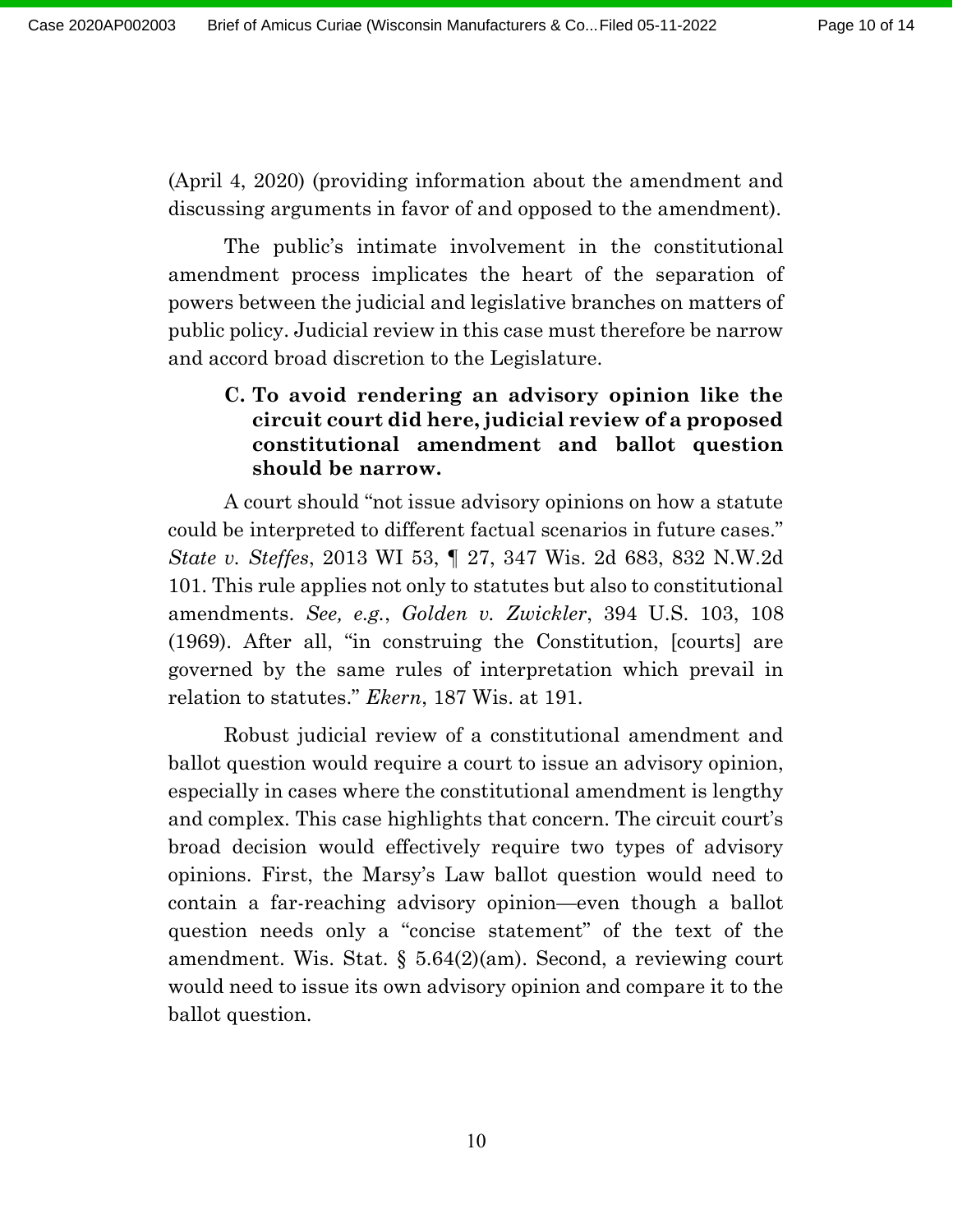(April 4, 2020) (providing information about the amendment and discussing arguments in favor of and opposed to the amendment).

The public's intimate involvement in the constitutional amendment process implicates the heart of the separation of powers between the judicial and legislative branches on matters of public policy. Judicial review in this case must therefore be narrow and accord broad discretion to the Legislature.

### C. To avoid rendering an advisory opinion like the circuit court did here, judicial review of a proposed constitutional amendment and ballot question should be narrow.

A court should "not issue advisory opinions on how a statute could be interpreted to different factual scenarios in future cases." *State v. Steffes*, 2013 WI 53, ¶ 27, 347 Wis. 2d 683, 832 N.W.2d 101. This rule applies not only to statutes but also to constitutional amendments. *See, e.g.*, *Golden v. Zwickler*, 394 U.S. 103, 108 (1969). After all, "in construing the Constitution, [courts] are governed by the same rules of interpretation which prevail in relation to statutes." *Ekern*, 187 Wis. at 191.

Robust judicial review of a constitutional amendment and ballot question would require a court to issue an advisory opinion, especially in cases where the constitutional amendment is lengthy and complex. This case highlights that concern. The circuit court's broad decision would effectively require two types of advisory opinions. First, the Marsy's Law ballot question would need to contain a far-reaching advisory opinion—even though a ballot question needs only a "concise statement" of the text of the amendment. Wis. Stat. § 5.64(2)(am). Second, a reviewing court would need to issue its own advisory opinion and compare it to the ballot question.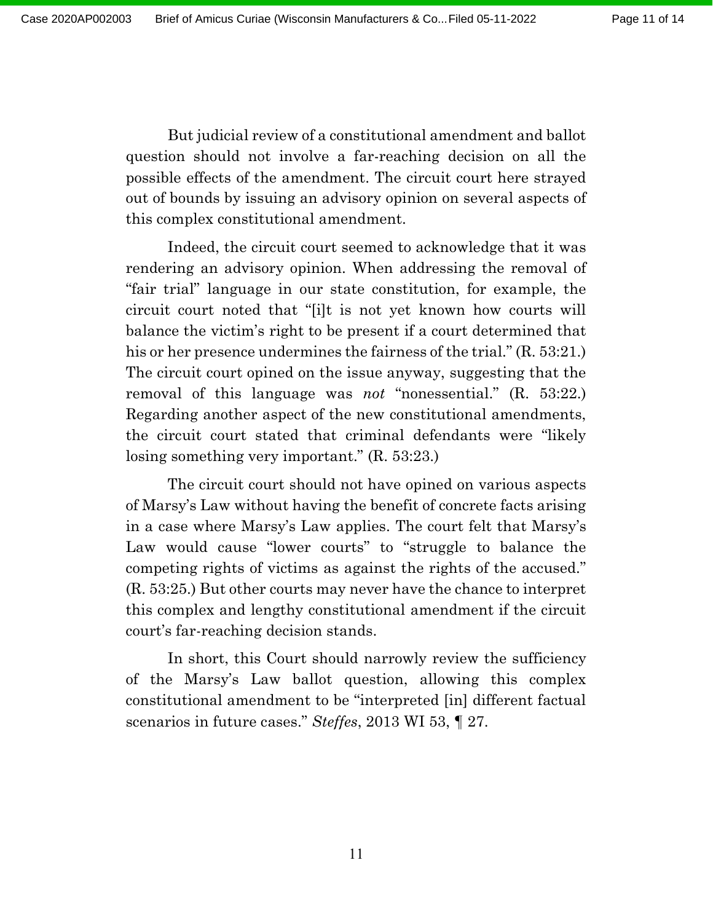But judicial review of a constitutional amendment and ballot question should not involve a far-reaching decision on all the possible effects of the amendment. The circuit court here strayed out of bounds by issuing an advisory opinion on several aspects of this complex constitutional amendment.

Indeed, the circuit court seemed to acknowledge that it was rendering an advisory opinion. When addressing the removal of "fair trial" language in our state constitution, for example, the circuit court noted that "[i]t is not yet known how courts will balance the victim's right to be present if a court determined that his or her presence undermines the fairness of the trial." (R. 53:21.) The circuit court opined on the issue anyway, suggesting that the removal of this language was *not* "nonessential." (R. 53:22.) Regarding another aspect of the new constitutional amendments, the circuit court stated that criminal defendants were "likely losing something very important." (R. 53:23.)

The circuit court should not have opined on various aspects of Marsy's Law without having the benefit of concrete facts arising in a case where Marsy's Law applies. The court felt that Marsy's Law would cause "lower courts" to "struggle to balance the competing rights of victims as against the rights of the accused." (R. 53:25.) But other courts may never have the chance to interpret this complex and lengthy constitutional amendment if the circuit court's far-reaching decision stands.

In short, this Court should narrowly review the sufficiency of the Marsy's Law ballot question, allowing this complex constitutional amendment to be "interpreted [in] different factual scenarios in future cases." *Steffes*, 2013 WI 53, ¶ 27.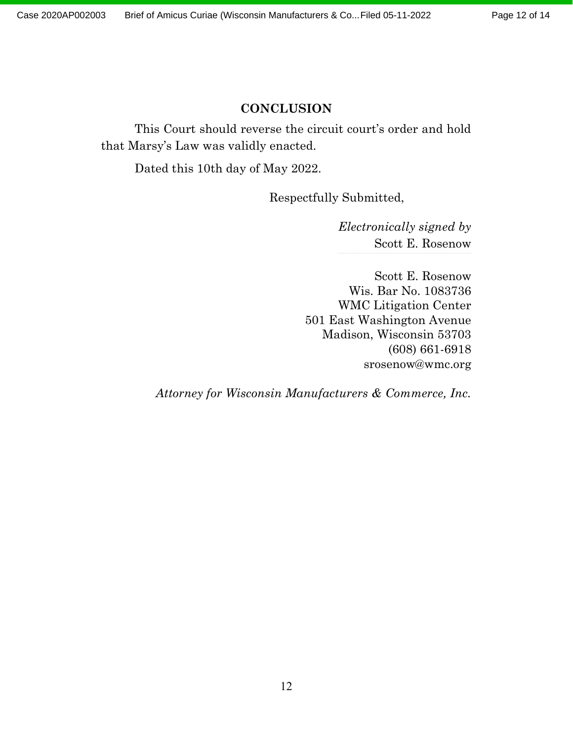## CONCLUSION

This Court should reverse the circuit court's order and hold that Marsy's Law was validly enacted.

Dated this 10th day of May 2022.

Respectfully Submitted,

*Electronically signed by*
Scott E. Rosenow

Scott E. Rosenow
Wis. Bar No. 1083736
WMC Litigation Center
501 East Washington Avenue
Madison, Wisconsin 53703
(608) 661-6918
srosenow@wmc.org

*Attorney for Wisconsin Manufacturers & Commerce, Inc.*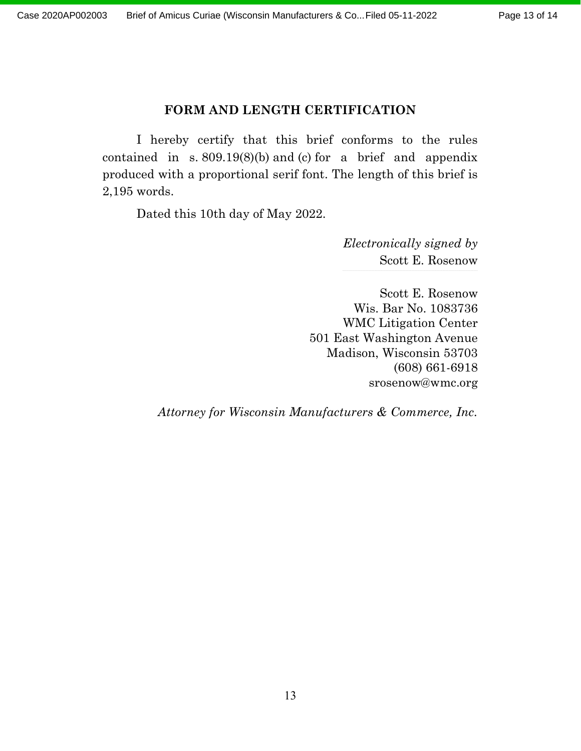## FORM AND LENGTH CERTIFICATION

I hereby certify that this brief conforms to the rules contained in s. 809.19(8)(b) and (c) for a brief and appendix produced with a proportional serif font. The length of this brief is 2,195 words.

Dated this 10th day of May 2022.

*Electronically signed by*
Scott E. Rosenow

Scott E. Rosenow
Wis. Bar No. 1083736
WMC Litigation Center
501 East Washington Avenue
Madison, Wisconsin 53703
(608) 661-6918
srosenow@wmc.org

*Attorney for Wisconsin Manufacturers & Commerce, Inc.*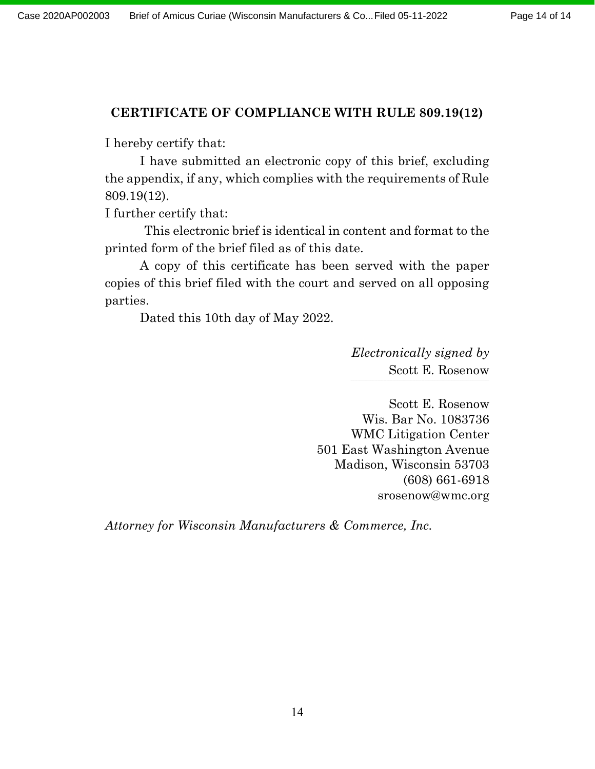## CERTIFICATE OF COMPLIANCE WITH RULE 809.19(12)

I hereby certify that:

I have submitted an electronic copy of this brief, excluding the appendix, if any, which complies with the requirements of Rule 809.19(12).

I further certify that:

This electronic brief is identical in content and format to the printed form of the brief filed as of this date.

A copy of this certificate has been served with the paper copies of this brief filed with the court and served on all opposing parties.

Dated this 10th day of May 2022.

*Electronically signed by*
Scott E. Rosenow

Scott E. Rosenow
Wis. Bar No. 1083736
WMC Litigation Center
501 East Washington Avenue
Madison, Wisconsin 53703
(608) 661-6918
srosenow@wmc.org

*Attorney for Wisconsin Manufacturers & Commerce, Inc.*